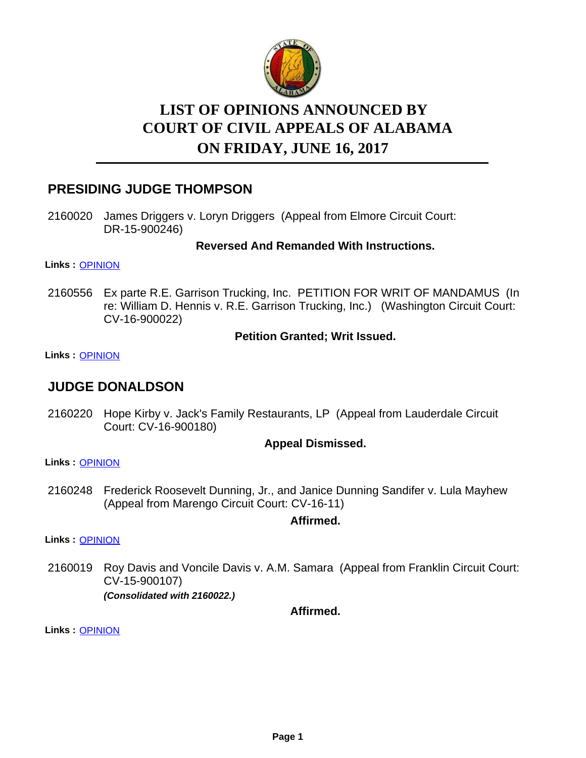# LIST OF OPINIONS ANNOUNCED BY COURT OF CIVIL APPEALS OF ALABAMA ON FRIDAY, JUNE 16, 2017

## PRESIDING JUDGE THOMPSON

2160020 James Driggers v. Loryn Driggers (Appeal from Elmore Circuit Court: DR-15-900246)

**Reversed And Remanded With Instructions.**

**Links :** OPINION

2160556 Ex parte R.E. Garrison Trucking, Inc. PETITION FOR WRIT OF MANDAMUS (In re: William D. Hennis v. R.E. Garrison Trucking, Inc.) (Washington Circuit Court: CV-16-900022)

**Petition Granted; Writ Issued.**

**Links :** OPINION

## JUDGE DONALDSON

2160220 Hope Kirby v. Jack's Family Restaurants, LP (Appeal from Lauderdale Circuit Court: CV-16-900180)

**Appeal Dismissed.**

**Links :** OPINION

2160248 Frederick Roosevelt Dunning, Jr., and Janice Dunning Sandifer v. Lula Mayhew (Appeal from Marengo Circuit Court: CV-16-11)

**Affirmed.**

**Links :** OPINION

2160019 Roy Davis and Voncile Davis v. A.M. Samara (Appeal from Franklin Circuit Court: CV-15-900107)
***(Consolidated with 2160022.)***

**Affirmed.**

**Links :** OPINION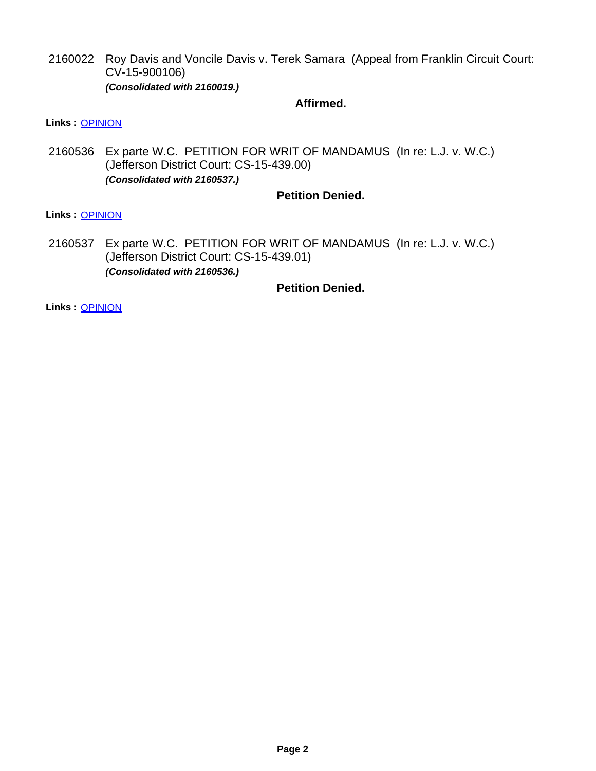2160022 Roy Davis and Voncile Davis v. Terek Samara (Appeal from Franklin Circuit Court: CV-15-900106)
***(Consolidated with 2160019.)***

**Affirmed.**

**Links :** OPINION

2160536 Ex parte W.C. PETITION FOR WRIT OF MANDAMUS (In re: L.J. v. W.C.) (Jefferson District Court: CS-15-439.00)
***(Consolidated with 2160537.)***

**Petition Denied.**

**Links :** OPINION

2160537 Ex parte W.C. PETITION FOR WRIT OF MANDAMUS (In re: L.J. v. W.C.) (Jefferson District Court: CS-15-439.01)
***(Consolidated with 2160536.)***

**Petition Denied.**

**Links :** OPINION